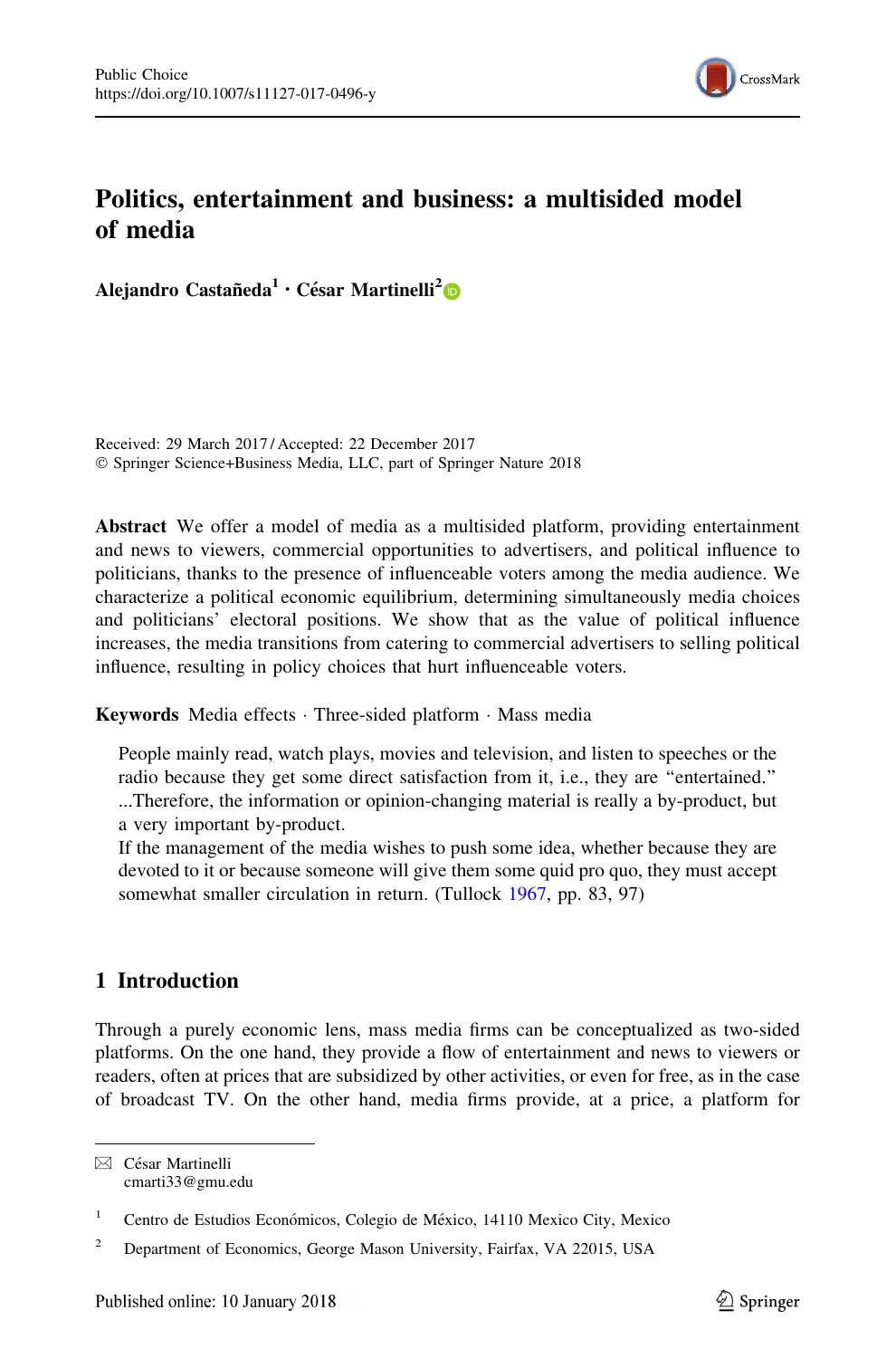# Politics, entertainment and business: a multisided model of media

**Alejandro Castañeda**[1] **· César Martinelli**[2]

Received: 29 March 2017 / Accepted: 22 December 2017
© Springer Science+Business Media, LLC, part of Springer Nature 2018

**Abstract** We offer a model of media as a multisided platform, providing entertainment and news to viewers, commercial opportunities to advertisers, and political influence to politicians, thanks to the presence of influenceable voters among the media audience. We characterize a political economic equilibrium, determining simultaneously media choices and politicians' electoral positions. We show that as the value of political influence increases, the media transitions from catering to commercial advertisers to selling political influence, resulting in policy choices that hurt influenceable voters.

**Keywords** Media effects · Three-sided platform · Mass media

> People mainly read, watch plays, movies and television, and listen to speeches or the radio because they get some direct satisfaction from it, i.e., they are "entertained." ...Therefore, the information or opinion-changing material is really a by-product, but a very important by-product.
> If the management of the media wishes to push some idea, whether because they are devoted to it or because someone will give them some quid pro quo, they must accept somewhat smaller circulation in return. (Tullock 1967, pp. 83, 97)

## 1 Introduction

Through a purely economic lens, mass media firms can be conceptualized as two-sided platforms. On the one hand, they provide a flow of entertainment and news to viewers or readers, often at prices that are subsidized by other activities, or even for free, as in the case of broadcast TV. On the other hand, media firms provide, at a price, a platform for

---

✉ César Martinelli
cmarti33@gmu.edu

[1] Centro de Estudios Económicos, Colegio de México, 14110 Mexico City, Mexico

[2] Department of Economics, George Mason University, Fairfax, VA 22015, USA

Published online: 10 January 2018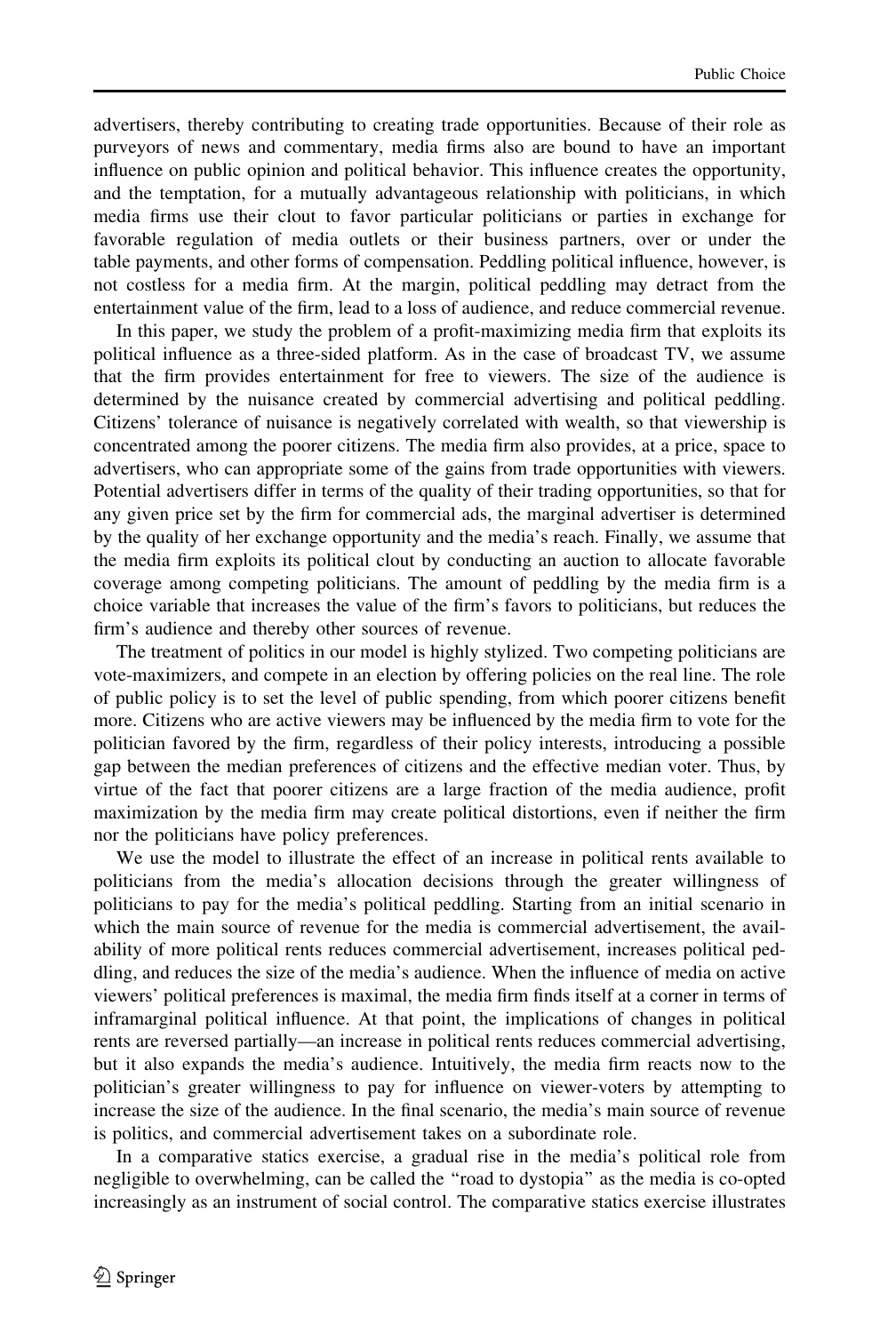advertisers, thereby contributing to creating trade opportunities. Because of their role as purveyors of news and commentary, media firms also are bound to have an important influence on public opinion and political behavior. This influence creates the opportunity, and the temptation, for a mutually advantageous relationship with politicians, in which media firms use their clout to favor particular politicians or parties in exchange for favorable regulation of media outlets or their business partners, over or under the table payments, and other forms of compensation. Peddling political influence, however, is not costless for a media firm. At the margin, political peddling may detract from the entertainment value of the firm, lead to a loss of audience, and reduce commercial revenue.

In this paper, we study the problem of a profit-maximizing media firm that exploits its political influence as a three-sided platform. As in the case of broadcast TV, we assume that the firm provides entertainment for free to viewers. The size of the audience is determined by the nuisance created by commercial advertising and political peddling. Citizens' tolerance of nuisance is negatively correlated with wealth, so that viewership is concentrated among the poorer citizens. The media firm also provides, at a price, space to advertisers, who can appropriate some of the gains from trade opportunities with viewers. Potential advertisers differ in terms of the quality of their trading opportunities, so that for any given price set by the firm for commercial ads, the marginal advertiser is determined by the quality of her exchange opportunity and the media's reach. Finally, we assume that the media firm exploits its political clout by conducting an auction to allocate favorable coverage among competing politicians. The amount of peddling by the media firm is a choice variable that increases the value of the firm's favors to politicians, but reduces the firm's audience and thereby other sources of revenue.

The treatment of politics in our model is highly stylized. Two competing politicians are vote-maximizers, and compete in an election by offering policies on the real line. The role of public policy is to set the level of public spending, from which poorer citizens benefit more. Citizens who are active viewers may be influenced by the media firm to vote for the politician favored by the firm, regardless of their policy interests, introducing a possible gap between the median preferences of citizens and the effective median voter. Thus, by virtue of the fact that poorer citizens are a large fraction of the media audience, profit maximization by the media firm may create political distortions, even if neither the firm nor the politicians have policy preferences.

We use the model to illustrate the effect of an increase in political rents available to politicians from the media's allocation decisions through the greater willingness of politicians to pay for the media's political peddling. Starting from an initial scenario in which the main source of revenue for the media is commercial advertisement, the availability of more political rents reduces commercial advertisement, increases political peddling, and reduces the size of the media's audience. When the influence of media on active viewers' political preferences is maximal, the media firm finds itself at a corner in terms of inframarginal political influence. At that point, the implications of changes in political rents are reversed partially—an increase in political rents reduces commercial advertising, but it also expands the media's audience. Intuitively, the media firm reacts now to the politician's greater willingness to pay for influence on viewer-voters by attempting to increase the size of the audience. In the final scenario, the media's main source of revenue is politics, and commercial advertisement takes on a subordinate role.

In a comparative statics exercise, a gradual rise in the media's political role from negligible to overwhelming, can be called the "road to dystopia" as the media is co-opted increasingly as an instrument of social control. The comparative statics exercise illustrates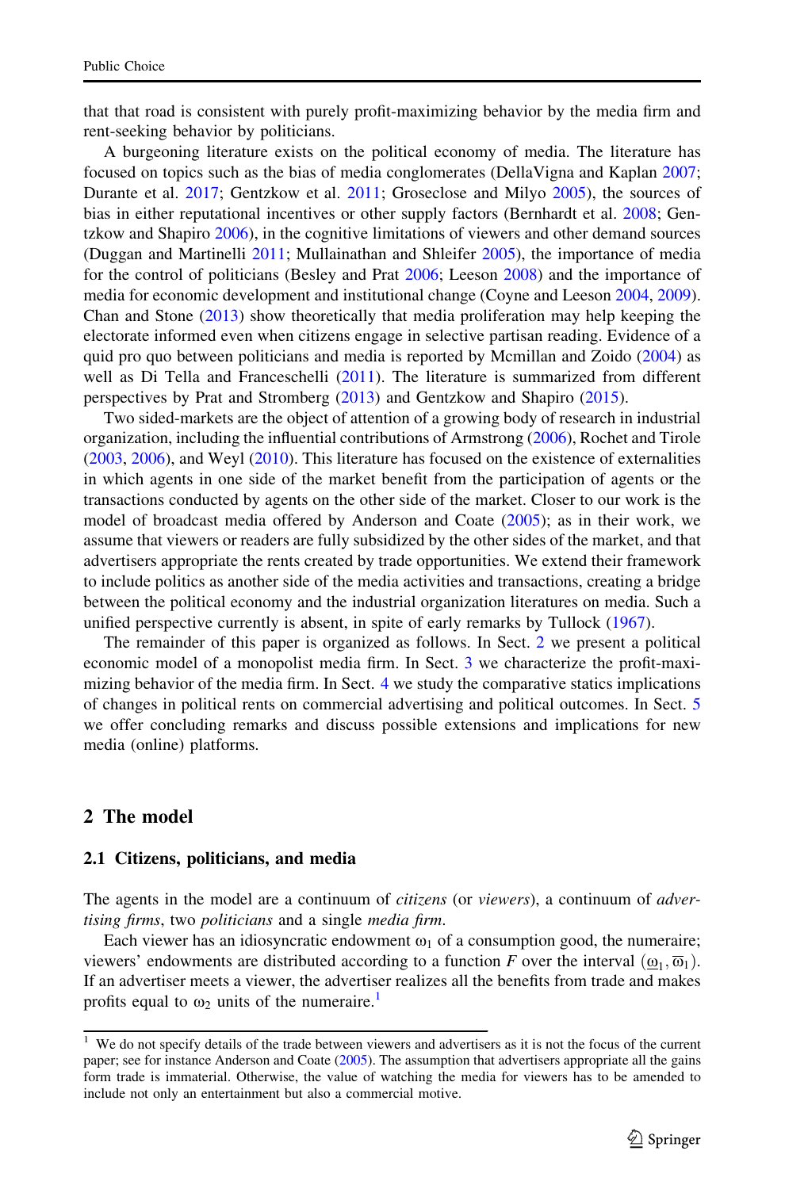that that road is consistent with purely profit-maximizing behavior by the media firm and rent-seeking behavior by politicians.

A burgeoning literature exists on the political economy of media. The literature has focused on topics such as the bias of media conglomerates (DellaVigna and Kaplan 2007; Durante et al. 2017; Gentzkow et al. 2011; Groseclose and Milyo 2005), the sources of bias in either reputational incentives or other supply factors (Bernhardt et al. 2008; Gentzkow and Shapiro 2006), in the cognitive limitations of viewers and other demand sources (Duggan and Martinelli 2011; Mullainathan and Shleifer 2005), the importance of media for the control of politicians (Besley and Prat 2006; Leeson 2008) and the importance of media for economic development and institutional change (Coyne and Leeson 2004, 2009). Chan and Stone (2013) show theoretically that media proliferation may help keeping the electorate informed even when citizens engage in selective partisan reading. Evidence of a quid pro quo between politicians and media is reported by Mcmillan and Zoido (2004) as well as Di Tella and Franceschelli (2011). The literature is summarized from different perspectives by Prat and Stromberg (2013) and Gentzkow and Shapiro (2015).

Two sided-markets are the object of attention of a growing body of research in industrial organization, including the influential contributions of Armstrong (2006), Rochet and Tirole (2003, 2006), and Weyl (2010). This literature has focused on the existence of externalities in which agents in one side of the market benefit from the participation of agents or the transactions conducted by agents on the other side of the market. Closer to our work is the model of broadcast media offered by Anderson and Coate (2005); as in their work, we assume that viewers or readers are fully subsidized by the other sides of the market, and that advertisers appropriate the rents created by trade opportunities. We extend their framework to include politics as another side of the media activities and transactions, creating a bridge between the political economy and the industrial organization literatures on media. Such a unified perspective currently is absent, in spite of early remarks by Tullock (1967).

The remainder of this paper is organized as follows. In Sect. 2 we present a political economic model of a monopolist media firm. In Sect. 3 we characterize the profit-maximizing behavior of the media firm. In Sect. 4 we study the comparative statics implications of changes in political rents on commercial advertising and political outcomes. In Sect. 5 we offer concluding remarks and discuss possible extensions and implications for new media (online) platforms.

## 2 The model

### 2.1 Citizens, politicians, and media

The agents in the model are a continuum of *citizens* (or *viewers*), a continuum of *advertising firms*, two *politicians* and a single *media firm*.

Each viewer has an idiosyncratic endowment $\omega_1$ of a consumption good, the numeraire; viewers' endowments are distributed according to a function $F$ over the interval $(\underline{\omega}_1, \overline{\omega}_1)$. If an advertiser meets a viewer, the advertiser realizes all the benefits from trade and makes profits equal to $\omega_2$ units of the numeraire.[1]

[1] We do not specify details of the trade between viewers and advertisers as it is not the focus of the current paper; see for instance Anderson and Coate (2005). The assumption that advertisers appropriate all the gains form trade is immaterial. Otherwise, the value of watching the media for viewers has to be amended to include not only an entertainment but also a commercial motive.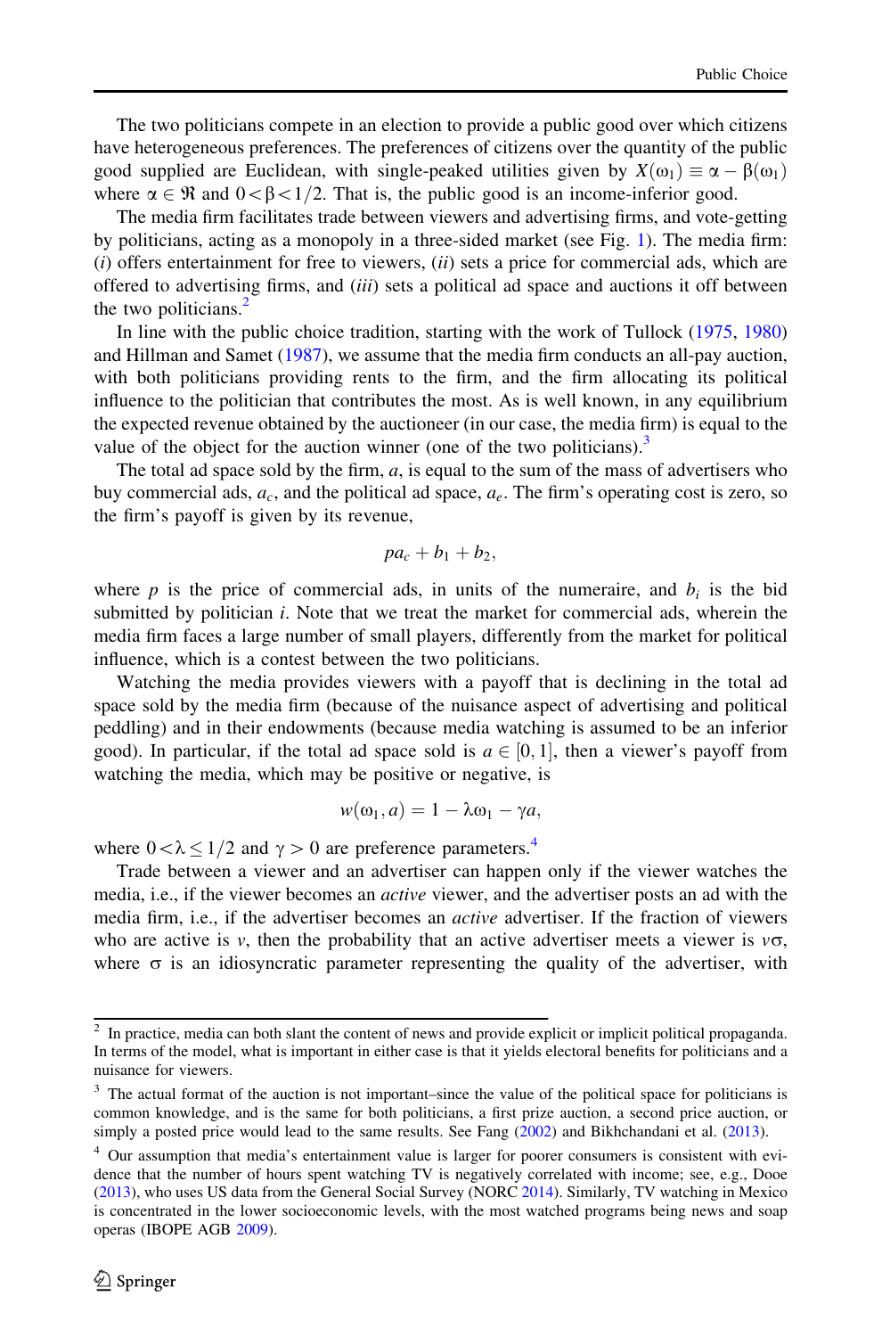The two politicians compete in an election to provide a public good over which citizens have heterogeneous preferences. The preferences of citizens over the quantity of the public good supplied are Euclidean, with single-peaked utilities given by $X(\omega_1) \equiv \alpha - \beta(\omega_1)$ where $\alpha \in \Re$ and $0 < \beta < 1/2$. That is, the public good is an income-inferior good.

The media firm facilitates trade between viewers and advertising firms, and vote-getting by politicians, acting as a monopoly in a three-sided market (see Fig. 1). The media firm: (*i*) offers entertainment for free to viewers, (*ii*) sets a price for commercial ads, which are offered to advertising firms, and (*iii*) sets a political ad space and auctions it off between the two politicians.[2]

In line with the public choice tradition, starting with the work of Tullock (1975, 1980) and Hillman and Samet (1987), we assume that the media firm conducts an all-pay auction, with both politicians providing rents to the firm, and the firm allocating its political influence to the politician that contributes the most. As is well known, in any equilibrium the expected revenue obtained by the auctioneer (in our case, the media firm) is equal to the value of the object for the auction winner (one of the two politicians).[3]

The total ad space sold by the firm, $a$, is equal to the sum of the mass of advertisers who buy commercial ads, $a_c$, and the political ad space, $a_e$. The firm's operating cost is zero, so the firm's payoff is given by its revenue,

$$pa_c + b_1 + b_2,$$

where $p$ is the price of commercial ads, in units of the numeraire, and $b_i$ is the bid submitted by politician $i$. Note that we treat the market for commercial ads, wherein the media firm faces a large number of small players, differently from the market for political influence, which is a contest between the two politicians.

Watching the media provides viewers with a payoff that is declining in the total ad space sold by the media firm (because of the nuisance aspect of advertising and political peddling) and in their endowments (because media watching is assumed to be an inferior good). In particular, if the total ad space sold is $a \in [0, 1]$, then a viewer's payoff from watching the media, which may be positive or negative, is

$$w(\omega_1, a) = 1 - \lambda\omega_1 - \gamma a,$$

where $0 < \lambda \leq 1/2$ and $\gamma > 0$ are preference parameters.[4]

Trade between a viewer and an advertiser can happen only if the viewer watches the media, i.e., if the viewer becomes an *active* viewer, and the advertiser posts an ad with the media firm, i.e., if the advertiser becomes an *active* advertiser. If the fraction of viewers who are active is $v$, then the probability that an active advertiser meets a viewer is $v\sigma$, where $\sigma$ is an idiosyncratic parameter representing the quality of the advertiser, with

---

[2] In practice, media can both slant the content of news and provide explicit or implicit political propaganda. In terms of the model, what is important in either case is that it yields electoral benefits for politicians and a nuisance for viewers.

[3] The actual format of the auction is not important–since the value of the political space for politicians is common knowledge, and is the same for both politicians, a first prize auction, a second price auction, or simply a posted price would lead to the same results. See Fang (2002) and Bikhchandani et al. (2013).

[4] Our assumption that media's entertainment value is larger for poorer consumers is consistent with evidence that the number of hours spent watching TV is negatively correlated with income; see, e.g., Dooe (2013), who uses US data from the General Social Survey (NORC 2014). Similarly, TV watching in Mexico is concentrated in the lower socioeconomic levels, with the most watched programs being news and soap operas (IBOPE AGB 2009).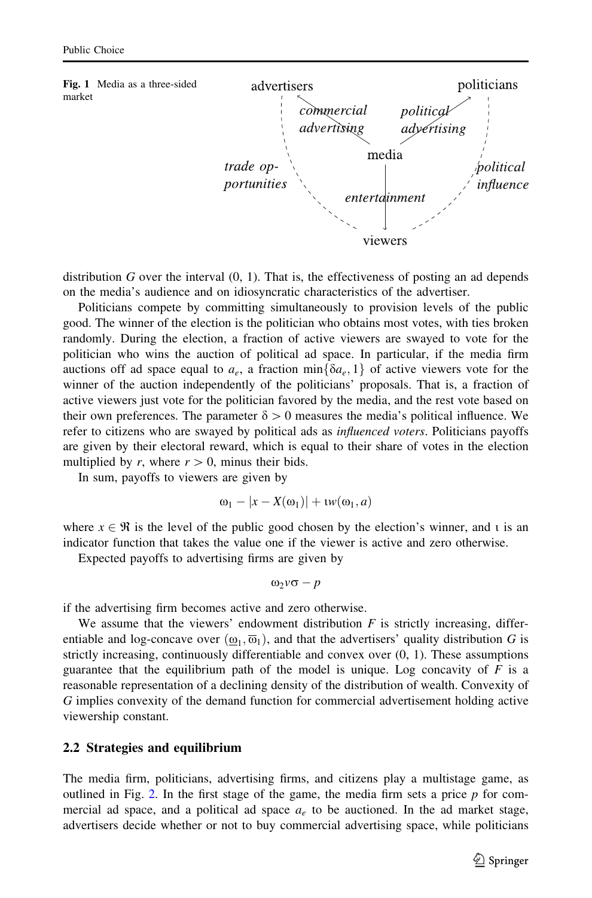Fig. 1 Media as a three-sided market

distribution $G$ over the interval (0, 1). That is, the effectiveness of posting an ad depends on the media's audience and on idiosyncratic characteristics of the advertiser.

Politicians compete by committing simultaneously to provision levels of the public good. The winner of the election is the politician who obtains most votes, with ties broken randomly. During the election, a fraction of active viewers are swayed to vote for the politician who wins the auction of political ad space. In particular, if the media firm auctions off ad space equal to $a_e$, a fraction $\min\{\delta a_e, 1\}$ of active viewers vote for the winner of the auction independently of the politicians' proposals. That is, a fraction of active viewers just vote for the politician favored by the media, and the rest vote based on their own preferences. The parameter $\delta > 0$ measures the media's political influence. We refer to citizens who are swayed by political ads as *influenced voters*. Politicians payoffs are given by their electoral reward, which is equal to their share of votes in the election multiplied by $r$, where $r > 0$, minus their bids.

In sum, payoffs to viewers are given by

$$\omega_1 - |x - X(\omega_1)| + \iota w(\omega_1, a)$$

where $x \in \Re$ is the level of the public good chosen by the election's winner, and $\iota$ is an indicator function that takes the value one if the viewer is active and zero otherwise.

Expected payoffs to advertising firms are given by

$$\omega_2 v \sigma - p$$

if the advertising firm becomes active and zero otherwise.

We assume that the viewers' endowment distribution $F$ is strictly increasing, differentiable and log-concave over $(\underline{\omega}_1, \overline{\omega}_1)$, and that the advertisers' quality distribution $G$ is strictly increasing, continuously differentiable and convex over (0, 1). These assumptions guarantee that the equilibrium path of the model is unique. Log concavity of $F$ is a reasonable representation of a declining density of the distribution of wealth. Convexity of $G$ implies convexity of the demand function for commercial advertisement holding active viewership constant.

### 2.2 Strategies and equilibrium

The media firm, politicians, advertising firms, and citizens play a multistage game, as outlined in Fig. 2. In the first stage of the game, the media firm sets a price $p$ for commercial ad space, and a political ad space $a_e$ to be auctioned. In the ad market stage, advertisers decide whether or not to buy commercial advertising space, while politicians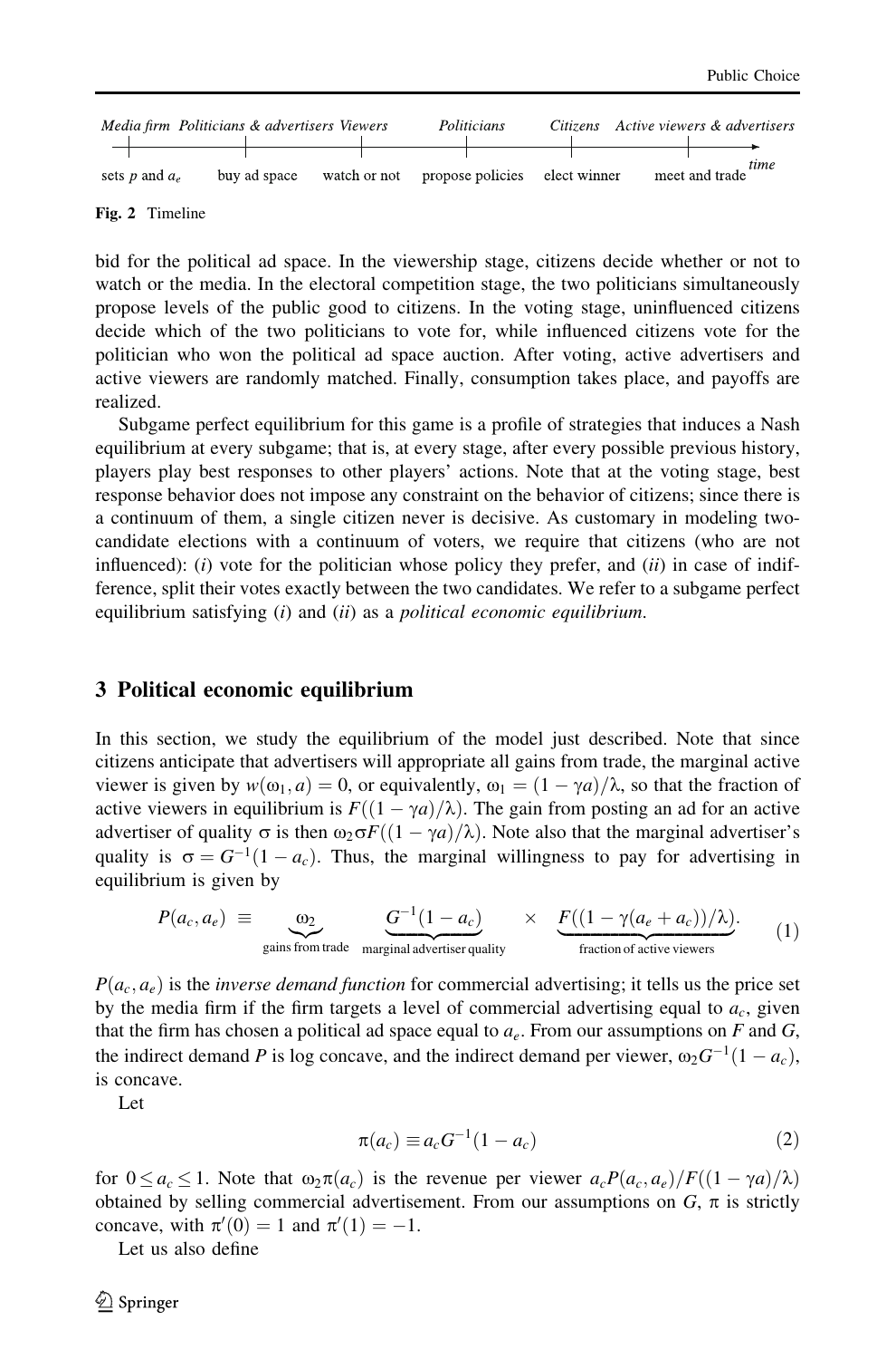| Media firm | Politicians & advertisers | Viewers | Politicians | Citizens | Active viewers & advertisers |
|---|---|---|---|---|---|
| sets $p$ and $a_e$ | buy ad space | watch or not | propose policies | elect winner | meet and trade |

*time*

**Fig. 2** Timeline

bid for the political ad space. In the viewership stage, citizens decide whether or not to watch or the media. In the electoral competition stage, the two politicians simultaneously propose levels of the public good to citizens. In the voting stage, uninfluenced citizens decide which of the two politicians to vote for, while influenced citizens vote for the politician who won the political ad space auction. After voting, active advertisers and active viewers are randomly matched. Finally, consumption takes place, and payoffs are realized.

Subgame perfect equilibrium for this game is a profile of strategies that induces a Nash equilibrium at every subgame; that is, at every stage, after every possible previous history, players play best responses to other players' actions. Note that at the voting stage, best response behavior does not impose any constraint on the behavior of citizens; since there is a continuum of them, a single citizen never is decisive. As customary in modeling two-candidate elections with a continuum of voters, we require that citizens (who are not influenced): (*i*) vote for the politician whose policy they prefer, and (*ii*) in case of indifference, split their votes exactly between the two candidates. We refer to a subgame perfect equilibrium satisfying (*i*) and (*ii*) as a *political economic equilibrium*.

## 3 Political economic equilibrium

In this section, we study the equilibrium of the model just described. Note that since citizens anticipate that advertisers will appropriate all gains from trade, the marginal active viewer is given by $w(\omega_1, a) = 0$, or equivalently, $\omega_1 = (1 - \gamma a)/\lambda$, so that the fraction of active viewers in equilibrium is $F((1 - \gamma a)/\lambda)$. The gain from posting an ad for an active advertiser of quality $\sigma$ is then $\omega_2 \sigma F((1 - \gamma a)/\lambda)$. Note also that the marginal advertiser's quality is $\sigma = G^{-1}(1 - a_c)$. Thus, the marginal willingness to pay for advertising in equilibrium is given by

$$P(a_c, a_e) \equiv \underbrace{\omega_2}_{\text{gains from trade}} \underbrace{G^{-1}(1 - a_c)}_{\text{marginal advertiser quality}} \times \underbrace{F((1 - \gamma(a_e + a_c))/\lambda)}_{\text{fraction of active viewers}}. \tag{1}$$

$P(a_c, a_e)$ is the *inverse demand function* for commercial advertising; it tells us the price set by the media firm if the firm targets a level of commercial advertising equal to $a_c$, given that the firm has chosen a political ad space equal to $a_e$. From our assumptions on $F$ and $G$, the indirect demand $P$ is log concave, and the indirect demand per viewer, $\omega_2 G^{-1}(1 - a_c)$, is concave.

Let

$$\pi(a_c) \equiv a_c G^{-1}(1 - a_c) \tag{2}$$

for $0 \leq a_c \leq 1$. Note that $\omega_2 \pi(a_c)$ is the revenue per viewer $a_c P(a_c, a_e)/F((1 - \gamma a)/\lambda)$ obtained by selling commercial advertisement. From our assumptions on $G$, $\pi$ is strictly concave, with $\pi'(0) = 1$ and $\pi'(1) = -1$.

Let us also define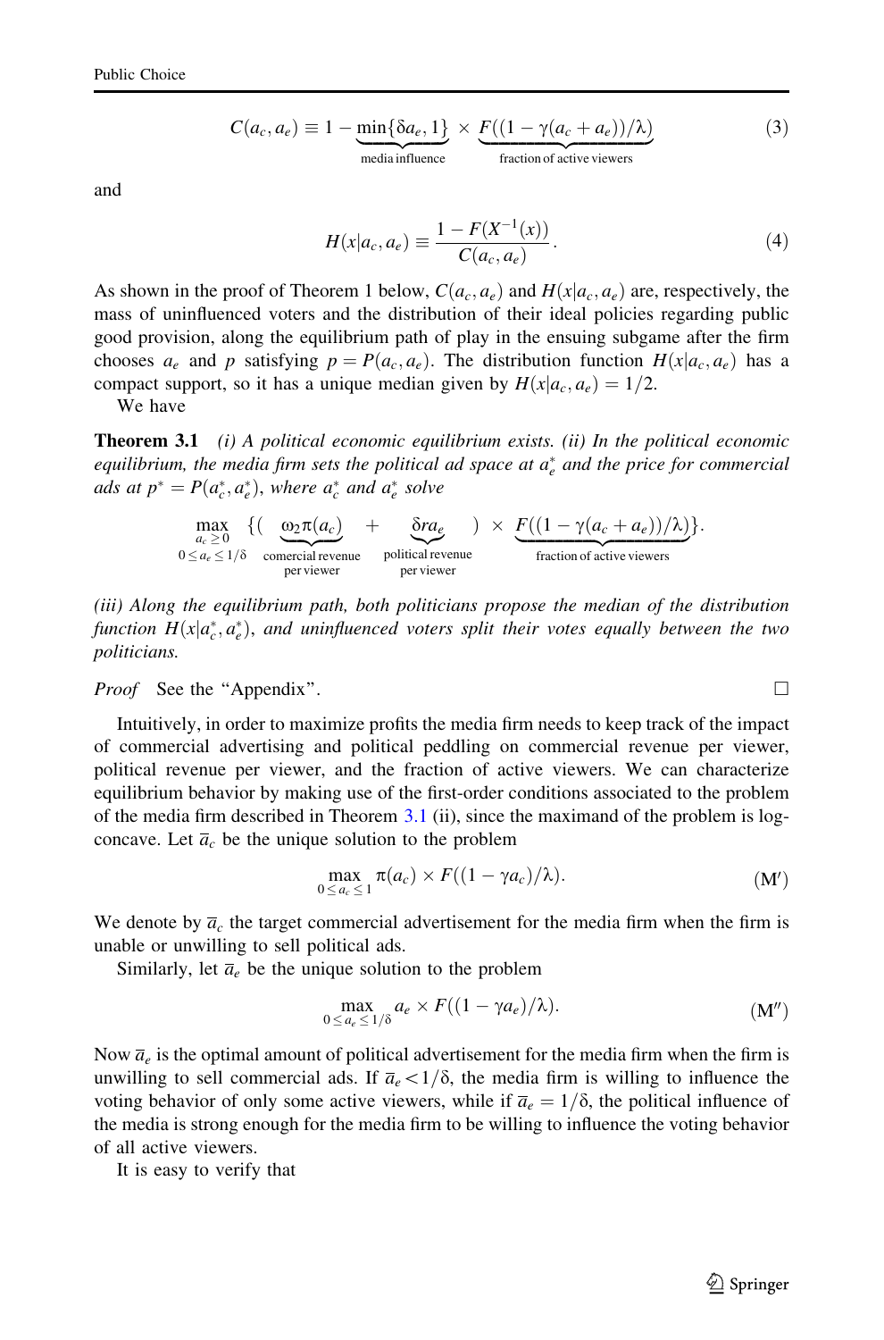$$C(a_c, a_e) \equiv 1 - \underbrace{\min\{\delta a_e, 1\}}_{\text{media influence}} \times \underbrace{F((1 - \gamma(a_c + a_e))/\lambda)}_{\text{fraction of active viewers}} \tag{3}$$

and

$$H(x|a_c, a_e) \equiv \frac{1 - F(X^{-1}(x))}{C(a_c, a_e)}. \tag{4}$$

As shown in the proof of Theorem 1 below, $C(a_c, a_e)$ and $H(x|a_c, a_e)$ are, respectively, the mass of uninfluenced voters and the distribution of their ideal policies regarding public good provision, along the equilibrium path of play in the ensuing subgame after the firm chooses $a_e$ and $p$ satisfying $p = P(a_c, a_e)$. The distribution function $H(x|a_c, a_e)$ has a compact support, so it has a unique median given by $H(x|a_c, a_e) = 1/2$.

We have

**Theorem 3.1** *(i) A political economic equilibrium exists. (ii) In the political economic equilibrium, the media firm sets the political ad space at $a_e^*$ and the price for commercial ads at $p^* = P(a_c^*, a_e^*)$, where $a_c^*$ and $a_e^*$ solve*

$$\max_{\substack{a_c \geq 0 \\ 0 \leq a_e \leq 1/\delta}} \{(\underbrace{\omega_2 \pi(a_c)}_{\substack{\text{comercial revenue} \\ \text{per viewer}}} + \underbrace{\delta r a_e}_{\substack{\text{political revenue} \\ \text{per viewer}}}) \times \underbrace{F((1 - \gamma(a_c + a_e))/\lambda)}_{\text{fraction of active viewers}}\}.$$

*(iii) Along the equilibrium path, both politicians propose the median of the distribution function $H(x|a_c^*, a_e^*)$, and uninfluenced voters split their votes equally between the two politicians.*

*Proof* See the "Appendix". □

Intuitively, in order to maximize profits the media firm needs to keep track of the impact of commercial advertising and political peddling on commercial revenue per viewer, political revenue per viewer, and the fraction of active viewers. We can characterize equilibrium behavior by making use of the first-order conditions associated to the problem of the media firm described in Theorem 3.1 (ii), since the maximand of the problem is log-concave. Let $\overline{a}_c$ be the unique solution to the problem

$$\max_{0 \leq a_c \leq 1} \pi(a_c) \times F((1 - \gamma a_c)/\lambda). \tag{M$'$}$$

We denote by $\overline{a}_c$ the target commercial advertisement for the media firm when the firm is unable or unwilling to sell political ads.

Similarly, let $\overline{a}_e$ be the unique solution to the problem

$$\max_{0 \leq a_e \leq 1/\delta} a_e \times F((1 - \gamma a_e)/\lambda). \tag{M$''$}$$

Now $\overline{a}_e$ is the optimal amount of political advertisement for the media firm when the firm is unwilling to sell commercial ads. If $\overline{a}_e < 1/\delta$, the media firm is willing to influence the voting behavior of only some active viewers, while if $\overline{a}_e = 1/\delta$, the political influence of the media is strong enough for the media firm to be willing to influence the voting behavior of all active viewers.

It is easy to verify that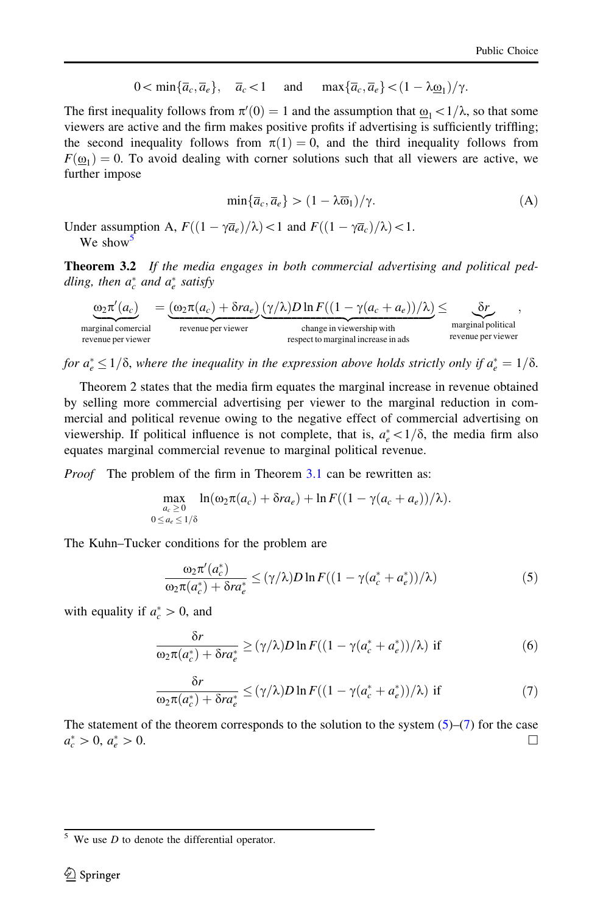$$0 < \min\{\overline{a}_c, \overline{a}_e\}, \quad \overline{a}_c < 1 \quad \text{ and } \quad \max\{\overline{a}_c, \overline{a}_e\} < (1 - \lambda\underline{\omega}_1)/\gamma.$$

The first inequality follows from $\pi'(0) = 1$ and the assumption that $\underline{\omega}_1 < 1/\lambda$, so that some viewers are active and the firm makes positive profits if advertising is sufficiently triffling; the second inequality follows from $\pi(1) = 0$, and the third inequality follows from $F(\underline{\omega}_1) = 0$. To avoid dealing with corner solutions such that all viewers are active, we further impose

$$\min\{\overline{a}_c, \overline{a}_e\} > (1 - \lambda\overline{\omega}_1)/\gamma. \tag{A}$$

Under assumption A, $F((1-\gamma\overline{a}_e)/\lambda) < 1$ and $F((1-\gamma\overline{a}_c)/\lambda) < 1$.

We show[5]

**Theorem 3.2** *If the media engages in both commercial advertising and political peddling, then $a_c^*$ and $a_e^*$ satisfy*

$$\underbrace{\omega_2\pi'(a_c)}_{\substack{\text{marginal comercial}\\ \text{revenue per viewer}}} = \underbrace{(\omega_2\pi(a_c) + \delta r a_e)}_{\text{revenue per viewer}} \underbrace{(\gamma/\lambda)D\ln F((1-\gamma(a_c+a_e))/\lambda)}_{\substack{\text{change in viewership with}\\ \text{respect to marginal increase in ads}}} \leq \underbrace{\delta r}_{\substack{\text{marginal political}\\ \text{revenue per viewer}}},$$

*for $a_e^* \leq 1/\delta$, where the inequality in the expression above holds strictly only if $a_e^* = 1/\delta$.*

Theorem 2 states that the media firm equates the marginal increase in revenue obtained by selling more commercial advertising per viewer to the marginal reduction in commercial and political revenue owing to the negative effect of commercial advertising on viewership. If political influence is not complete, that is, $a_e^* < 1/\delta$, the media firm also equates marginal commercial revenue to marginal political revenue.

*Proof* The problem of the firm in Theorem 3.1 can be rewritten as:

$$\max_{\substack{a_c \geq 0\\ 0 \leq a_e \leq 1/\delta}} \ln(\omega_2\pi(a_c) + \delta r a_e) + \ln F((1-\gamma(a_c+a_e))/\lambda).$$

The Kuhn–Tucker conditions for the problem are

$$\frac{\omega_2\pi'(a_c^*)}{\omega_2\pi(a_c^*) + \delta r a_e^*} \leq (\gamma/\lambda)D\ln F((1-\gamma(a_c^*+a_e^*))/\lambda) \tag{5}$$

with equality if $a_c^* > 0$, and

$$\frac{\delta r}{\omega_2\pi(a_c^*) + \delta r a_e^*} \geq (\gamma/\lambda)D\ln F((1-\gamma(a_c^*+a_e^*))/\lambda) \text{ if} \tag{6}$$

$$\frac{\delta r}{\omega_2\pi(a_c^*) + \delta r a_e^*} \leq (\gamma/\lambda)D\ln F((1-\gamma(a_c^*+a_e^*))/\lambda) \text{ if} \tag{7}$$

The statement of the theorem corresponds to the solution to the system (5)–(7) for the case $a_c^* > 0$, $a_e^* > 0$. □

[5] We use $D$ to denote the differential operator.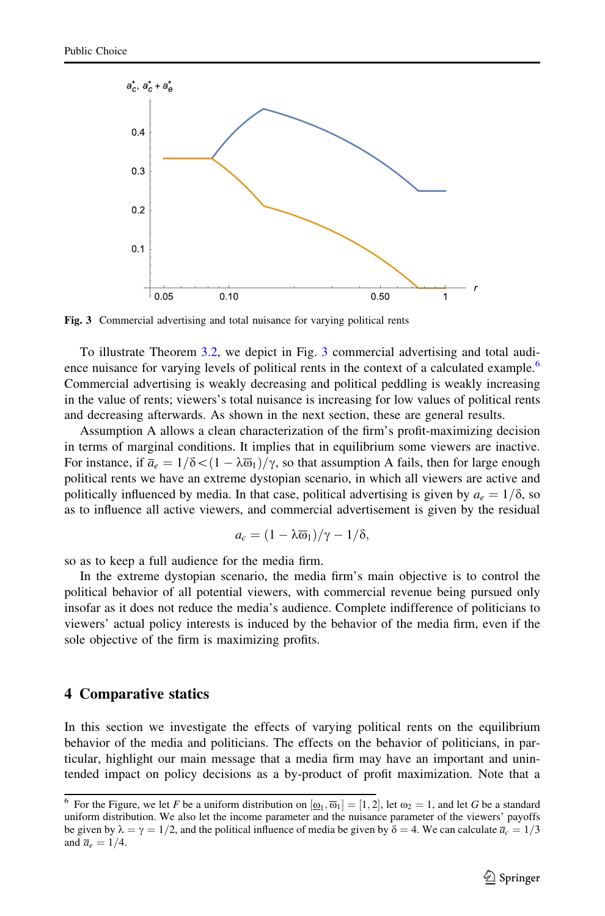**Fig. 3** Commercial advertising and total nuisance for varying political rents

To illustrate Theorem 3.2, we depict in Fig. 3 commercial advertising and total audience nuisance for varying levels of political rents in the context of a calculated example.[6] Commercial advertising is weakly decreasing and political peddling is weakly increasing in the value of rents; viewers's total nuisance is increasing for low values of political rents and decreasing afterwards. As shown in the next section, these are general results.

Assumption A allows a clean characterization of the firm's profit-maximizing decision in terms of marginal conditions. It implies that in equilibrium some viewers are inactive. For instance, if $\overline{a}_e = 1/\delta < (1 - \lambda\overline{\omega}_1)/\gamma$, so that assumption A fails, then for large enough political rents we have an extreme dystopian scenario, in which all viewers are active and politically influenced by media. In that case, political advertising is given by $a_e = 1/\delta$, so as to influence all active viewers, and commercial advertisement is given by the residual

$$a_c = (1 - \lambda\overline{\omega}_1)/\gamma - 1/\delta,$$

so as to keep a full audience for the media firm.

In the extreme dystopian scenario, the media firm's main objective is to control the political behavior of all potential viewers, with commercial revenue being pursued only insofar as it does not reduce the media's audience. Complete indifference of politicians to viewers' actual policy interests is induced by the behavior of the media firm, even if the sole objective of the firm is maximizing profits.

## 4 Comparative statics

In this section we investigate the effects of varying political rents on the equilibrium behavior of the media and politicians. The effects on the behavior of politicians, in particular, highlight our main message that a media firm may have an important and unintended impact on policy decisions as a by-product of profit maximization. Note that a

[6] For the Figure, we let $F$ be a uniform distribution on $[\underline{\omega}_1, \overline{\omega}_1] = [1, 2]$, let $\omega_2 = 1$, and let $G$ be a standard uniform distribution. We also let the income parameter and the nuisance parameter of the viewers' payoffs be given by $\lambda = \gamma = 1/2$, and the political influence of media be given by $\delta = 4$. We can calculate $\overline{a}_c = 1/3$ and $\overline{a}_e = 1/4$.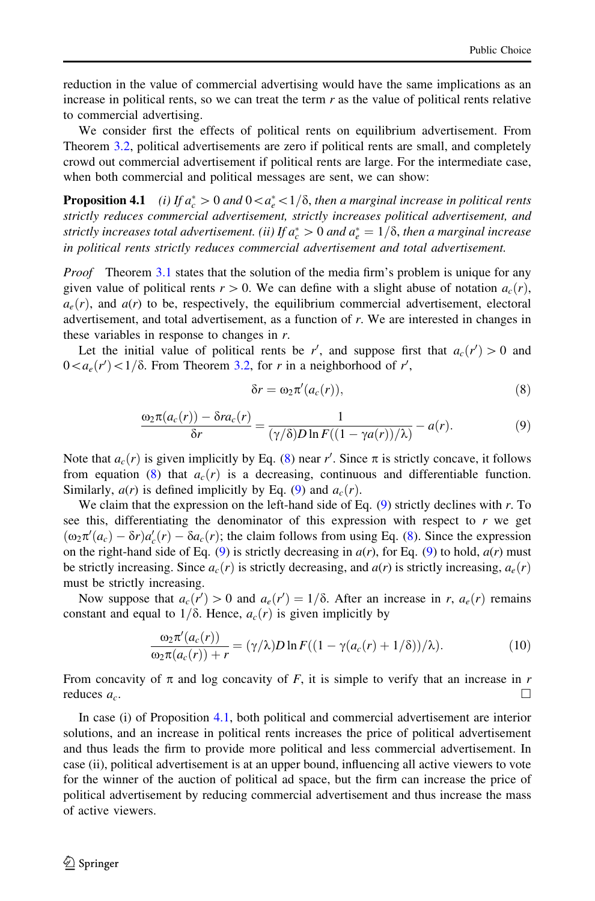reduction in the value of commercial advertising would have the same implications as an increase in political rents, so we can treat the term $r$ as the value of political rents relative to commercial advertising.

We consider first the effects of political rents on equilibrium advertisement. From Theorem 3.2, political advertisements are zero if political rents are small, and completely crowd out commercial advertisement if political rents are large. For the intermediate case, when both commercial and political messages are sent, we can show:

**Proposition 4.1** *(i) If $a_c^* > 0$ and $0 < a_e^* < 1/\delta$, then a marginal increase in political rents strictly reduces commercial advertisement, strictly increases political advertisement, and strictly increases total advertisement. (ii) If $a_c^* > 0$ and $a_e^* = 1/\delta$, then a marginal increase in political rents strictly reduces commercial advertisement and total advertisement.*

*Proof* Theorem 3.1 states that the solution of the media firm's problem is unique for any given value of political rents $r > 0$. We can define with a slight abuse of notation $a_c(r)$, $a_e(r)$, and $a(r)$ to be, respectively, the equilibrium commercial advertisement, electoral advertisement, and total advertisement, as a function of $r$. We are interested in changes in these variables in response to changes in $r$.

Let the initial value of political rents be $r'$, and suppose first that $a_c(r') > 0$ and $0 < a_e(r') < 1/\delta$. From Theorem 3.2, for $r$ in a neighborhood of $r'$,

$$\delta r = \omega_2 \pi'(a_c(r)), \tag{8}$$

$$\frac{\omega_2 \pi(a_c(r)) - \delta r a_c(r)}{\delta r} = \frac{1}{(\gamma/\delta) D \ln F((1 - \gamma a(r))/\lambda)} - a(r). \tag{9}$$

Note that $a_c(r)$ is given implicitly by Eq. (8) near $r'$. Since $\pi$ is strictly concave, it follows from equation (8) that $a_c(r)$ is a decreasing, continuous and differentiable function. Similarly, $a(r)$ is defined implicitly by Eq. (9) and $a_c(r)$.

We claim that the expression on the left-hand side of Eq. (9) strictly declines with $r$. To see this, differentiating the denominator of this expression with respect to $r$ we get $(\omega_2 \pi'(a_c) - \delta r) a_c'(r) - \delta a_c(r)$; the claim follows from using Eq. (8). Since the expression on the right-hand side of Eq. (9) is strictly decreasing in $a(r)$, for Eq. (9) to hold, $a(r)$ must be strictly increasing. Since $a_c(r)$ is strictly decreasing, and $a(r)$ is strictly increasing, $a_e(r)$ must be strictly increasing.

Now suppose that $a_c(r') > 0$ and $a_e(r') = 1/\delta$. After an increase in $r$, $a_e(r)$ remains constant and equal to $1/\delta$. Hence, $a_c(r)$ is given implicitly by

$$\frac{\omega_2 \pi'(a_c(r))}{\omega_2 \pi(a_c(r)) + r} = (\gamma/\lambda) D \ln F((1 - \gamma(a_c(r) + 1/\delta))/\lambda). \tag{10}$$

From concavity of $\pi$ and log concavity of $F$, it is simple to verify that an increase in $r$ reduces $a_c$. □

In case (i) of Proposition 4.1, both political and commercial advertisement are interior solutions, and an increase in political rents increases the price of political advertisement and thus leads the firm to provide more political and less commercial advertisement. In case (ii), political advertisement is at an upper bound, influencing all active viewers to vote for the winner of the auction of political ad space, but the firm can increase the price of political advertisement by reducing commercial advertisement and thus increase the mass of active viewers.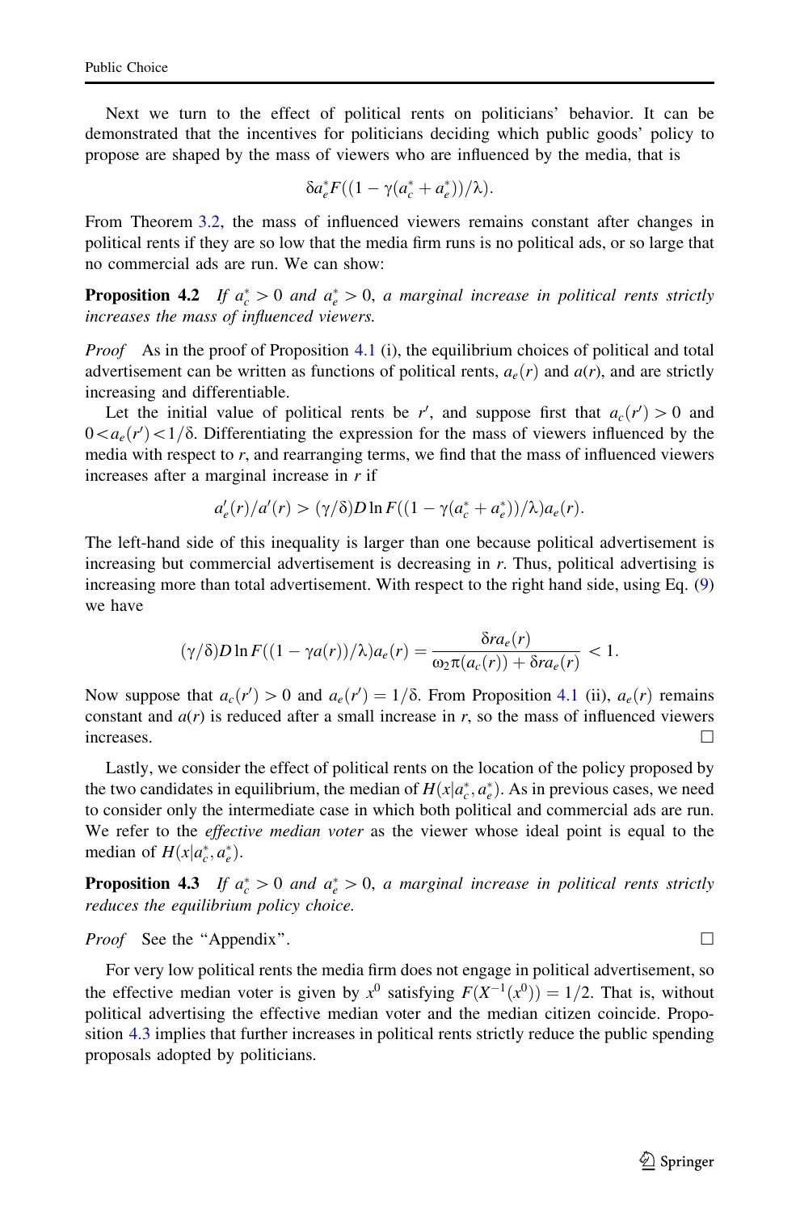Next we turn to the effect of political rents on politicians' behavior. It can be demonstrated that the incentives for politicians deciding which public goods' policy to propose are shaped by the mass of viewers who are influenced by the media, that is

$$\delta a_e^* F((1 - \gamma(a_c^* + a_e^*))/\lambda).$$

From Theorem 3.2, the mass of influenced viewers remains constant after changes in political rents if they are so low that the media firm runs is no political ads, or so large that no commercial ads are run. We can show:

**Proposition 4.2** *If $a_c^* > 0$ and $a_e^* > 0$, a marginal increase in political rents strictly increases the mass of influenced viewers.*

*Proof* As in the proof of Proposition 4.1 (i), the equilibrium choices of political and total advertisement can be written as functions of political rents, $a_e(r)$ and $a(r)$, and are strictly increasing and differentiable.

Let the initial value of political rents be $r'$, and suppose first that $a_c(r') > 0$ and $0 < a_e(r') < 1/\delta$. Differentiating the expression for the mass of viewers influenced by the media with respect to $r$, and rearranging terms, we find that the mass of influenced viewers increases after a marginal increase in $r$ if

$$a'_e(r)/a'(r) > (\gamma/\delta) D \ln F((1 - \gamma(a_c^* + a_e^*))/\lambda) a_e(r).$$

The left-hand side of this inequality is larger than one because political advertisement is increasing but commercial advertisement is decreasing in $r$. Thus, political advertising is increasing more than total advertisement. With respect to the right hand side, using Eq. (9) we have

$$(\gamma/\delta) D \ln F((1 - \gamma a(r))/\lambda) a_e(r) = \frac{\delta r a_e(r)}{\omega_2 \pi(a_c(r)) + \delta r a_e(r)} < 1.$$

Now suppose that $a_c(r') > 0$ and $a_e(r') = 1/\delta$. From Proposition 4.1 (ii), $a_e(r)$ remains constant and $a(r)$ is reduced after a small increase in $r$, so the mass of influenced viewers increases. □

Lastly, we consider the effect of political rents on the location of the policy proposed by the two candidates in equilibrium, the median of $H(x|a_c^*, a_e^*)$. As in previous cases, we need to consider only the intermediate case in which both political and commercial ads are run. We refer to the *effective median voter* as the viewer whose ideal point is equal to the median of $H(x|a_c^*, a_e^*)$.

**Proposition 4.3** *If $a_c^* > 0$ and $a_e^* > 0$, a marginal increase in political rents strictly reduces the equilibrium policy choice.*

*Proof* See the "Appendix". □

For very low political rents the media firm does not engage in political advertisement, so the effective median voter is given by $x^0$ satisfying $F(X^{-1}(x^0)) = 1/2$. That is, without political advertising the effective median voter and the median citizen coincide. Proposition 4.3 implies that further increases in political rents strictly reduce the public spending proposals adopted by politicians.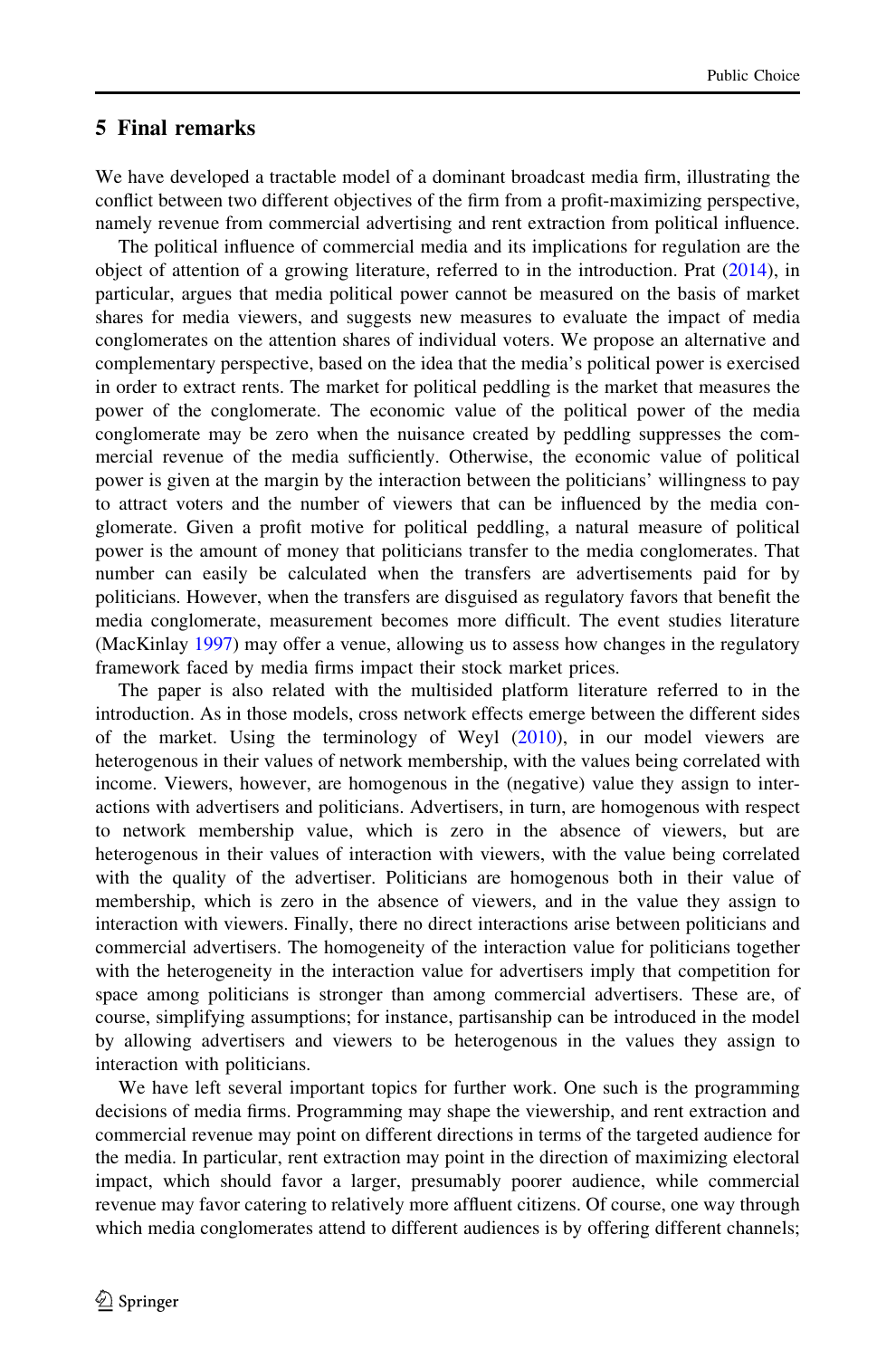## 5 Final remarks

We have developed a tractable model of a dominant broadcast media firm, illustrating the conflict between two different objectives of the firm from a profit-maximizing perspective, namely revenue from commercial advertising and rent extraction from political influence.

The political influence of commercial media and its implications for regulation are the object of attention of a growing literature, referred to in the introduction. Prat (2014), in particular, argues that media political power cannot be measured on the basis of market shares for media viewers, and suggests new measures to evaluate the impact of media conglomerates on the attention shares of individual voters. We propose an alternative and complementary perspective, based on the idea that the media's political power is exercised in order to extract rents. The market for political peddling is the market that measures the power of the conglomerate. The economic value of the political power of the media conglomerate may be zero when the nuisance created by peddling suppresses the commercial revenue of the media sufficiently. Otherwise, the economic value of political power is given at the margin by the interaction between the politicians' willingness to pay to attract voters and the number of viewers that can be influenced by the media conglomerate. Given a profit motive for political peddling, a natural measure of political power is the amount of money that politicians transfer to the media conglomerates. That number can easily be calculated when the transfers are advertisements paid for by politicians. However, when the transfers are disguised as regulatory favors that benefit the media conglomerate, measurement becomes more difficult. The event studies literature (MacKinlay 1997) may offer a venue, allowing us to assess how changes in the regulatory framework faced by media firms impact their stock market prices.

The paper is also related with the multisided platform literature referred to in the introduction. As in those models, cross network effects emerge between the different sides of the market. Using the terminology of Weyl (2010), in our model viewers are heterogenous in their values of network membership, with the values being correlated with income. Viewers, however, are homogenous in the (negative) value they assign to interactions with advertisers and politicians. Advertisers, in turn, are homogenous with respect to network membership value, which is zero in the absence of viewers, but are heterogenous in their values of interaction with viewers, with the value being correlated with the quality of the advertiser. Politicians are homogenous both in their value of membership, which is zero in the absence of viewers, and in the value they assign to interaction with viewers. Finally, there no direct interactions arise between politicians and commercial advertisers. The homogeneity of the interaction value for politicians together with the heterogeneity in the interaction value for advertisers imply that competition for space among politicians is stronger than among commercial advertisers. These are, of course, simplifying assumptions; for instance, partisanship can be introduced in the model by allowing advertisers and viewers to be heterogenous in the values they assign to interaction with politicians.

We have left several important topics for further work. One such is the programming decisions of media firms. Programming may shape the viewership, and rent extraction and commercial revenue may point on different directions in terms of the targeted audience for the media. In particular, rent extraction may point in the direction of maximizing electoral impact, which should favor a larger, presumably poorer audience, while commercial revenue may favor catering to relatively more affluent citizens. Of course, one way through which media conglomerates attend to different audiences is by offering different channels;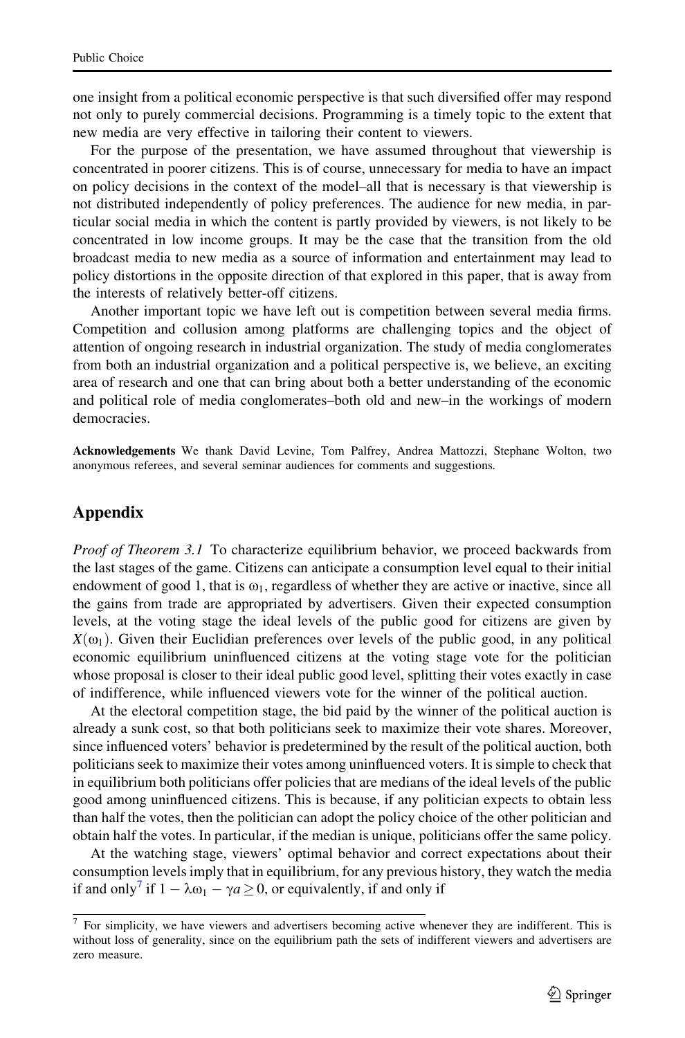one insight from a political economic perspective is that such diversified offer may respond not only to purely commercial decisions. Programming is a timely topic to the extent that new media are very effective in tailoring their content to viewers.

For the purpose of the presentation, we have assumed throughout that viewership is concentrated in poorer citizens. This is of course, unnecessary for media to have an impact on policy decisions in the context of the model–all that is necessary is that viewership is not distributed independently of policy preferences. The audience for new media, in particular social media in which the content is partly provided by viewers, is not likely to be concentrated in low income groups. It may be the case that the transition from the old broadcast media to new media as a source of information and entertainment may lead to policy distortions in the opposite direction of that explored in this paper, that is away from the interests of relatively better-off citizens.

Another important topic we have left out is competition between several media firms. Competition and collusion among platforms are challenging topics and the object of attention of ongoing research in industrial organization. The study of media conglomerates from both an industrial organization and a political perspective is, we believe, an exciting area of research and one that can bring about both a better understanding of the economic and political role of media conglomerates–both old and new–in the workings of modern democracies.

**Acknowledgements** We thank David Levine, Tom Palfrey, Andrea Mattozzi, Stephane Wolton, two anonymous referees, and several seminar audiences for comments and suggestions.

## Appendix

*Proof of Theorem 3.1* To characterize equilibrium behavior, we proceed backwards from the last stages of the game. Citizens can anticipate a consumption level equal to their initial endowment of good 1, that is $\omega_1$, regardless of whether they are active or inactive, since all the gains from trade are appropriated by advertisers. Given their expected consumption levels, at the voting stage the ideal levels of the public good for citizens are given by $X(\omega_1)$. Given their Euclidian preferences over levels of the public good, in any political economic equilibrium uninfluenced citizens at the voting stage vote for the politician whose proposal is closer to their ideal public good level, splitting their votes exactly in case of indifference, while influenced viewers vote for the winner of the political auction.

At the electoral competition stage, the bid paid by the winner of the political auction is already a sunk cost, so that both politicians seek to maximize their vote shares. Moreover, since influenced voters' behavior is predetermined by the result of the political auction, both politicians seek to maximize their votes among uninfluenced voters. It is simple to check that in equilibrium both politicians offer policies that are medians of the ideal levels of the public good among uninfluenced citizens. This is because, if any politician expects to obtain less than half the votes, then the politician can adopt the policy choice of the other politician and obtain half the votes. In particular, if the median is unique, politicians offer the same policy.

At the watching stage, viewers' optimal behavior and correct expectations about their consumption levels imply that in equilibrium, for any previous history, they watch the media if and only[7] if $1 - \lambda\omega_1 - \gamma a \geq 0$, or equivalently, if and only if

[7] For simplicity, we have viewers and advertisers becoming active whenever they are indifferent. This is without loss of generality, since on the equilibrium path the sets of indifferent viewers and advertisers are zero measure.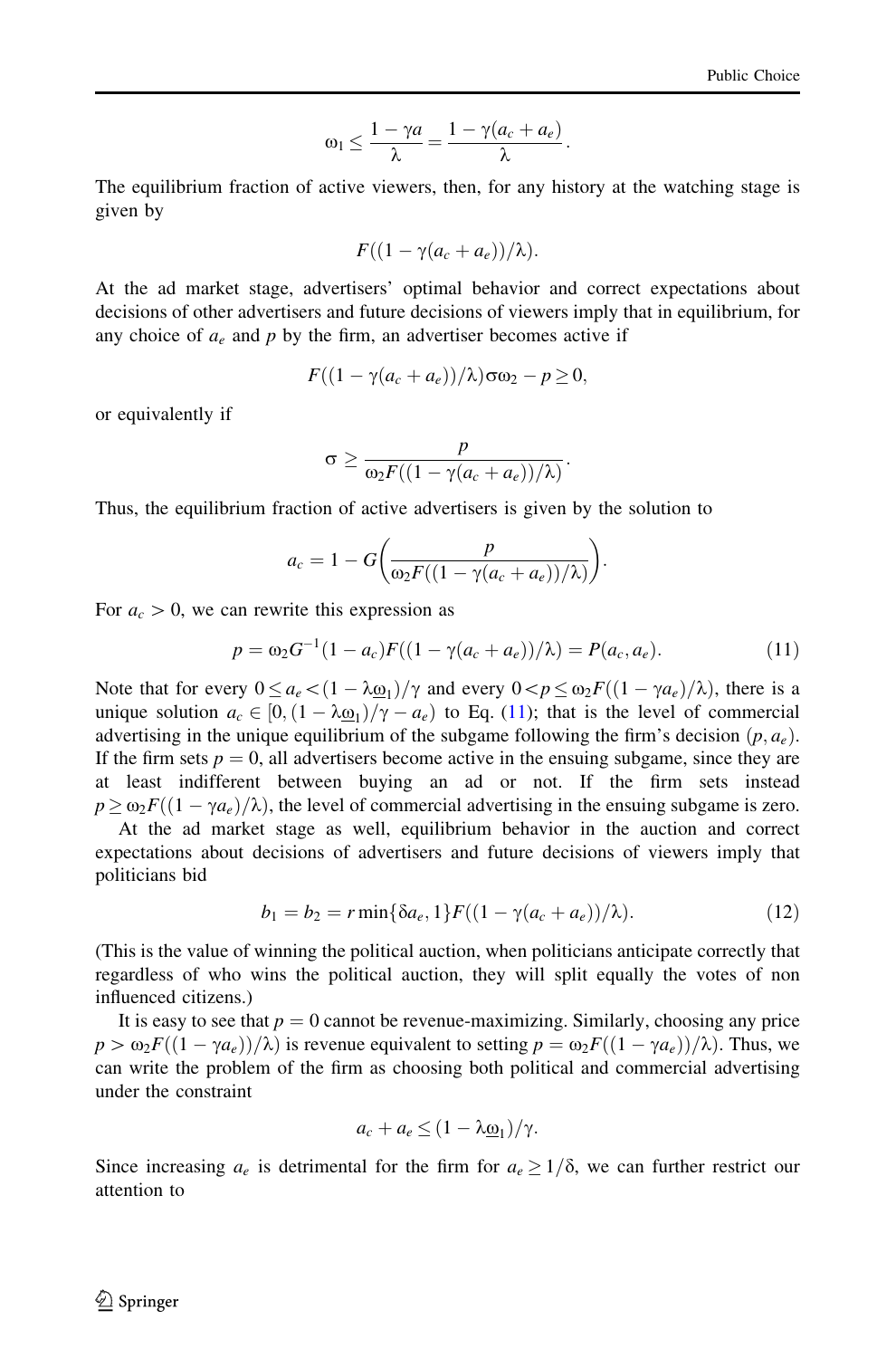$$\omega_1 \le \frac{1-\gamma a}{\lambda} = \frac{1-\gamma(a_c+a_e)}{\lambda}.$$

The equilibrium fraction of active viewers, then, for any history at the watching stage is given by

$$F((1-\gamma(a_c+a_e))/\lambda).$$

At the ad market stage, advertisers' optimal behavior and correct expectations about decisions of other advertisers and future decisions of viewers imply that in equilibrium, for any choice of $a_e$ and $p$ by the firm, an advertiser becomes active if

$$F((1-\gamma(a_c+a_e))/\lambda)\sigma\omega_2 - p \ge 0,$$

or equivalently if

$$\sigma \ge \frac{p}{\omega_2 F((1-\gamma(a_c+a_e))/\lambda)}.$$

Thus, the equilibrium fraction of active advertisers is given by the solution to

$$a_c = 1 - G\left(\frac{p}{\omega_2 F((1-\gamma(a_c+a_e))/\lambda)}\right).$$

For $a_c > 0$, we can rewrite this expression as

$$p = \omega_2 G^{-1}(1-a_c)F((1-\gamma(a_c+a_e))/\lambda) = P(a_c, a_e). \tag{11}$$

Note that for every $0 \le a_e < (1-\lambda\underline{\omega}_1)/\gamma$ and every $0 < p \le \omega_2 F((1-\gamma a_e)/\lambda)$, there is a unique solution $a_c \in [0, (1-\lambda\underline{\omega}_1)/\gamma - a_e)$ to Eq. (11); that is the level of commercial advertising in the unique equilibrium of the subgame following the firm's decision $(p, a_e)$. If the firm sets $p = 0$, all advertisers become active in the ensuing subgame, since they are at least indifferent between buying an ad or not. If the firm sets instead $p \ge \omega_2 F((1-\gamma a_e)/\lambda)$, the level of commercial advertising in the ensuing subgame is zero.

At the ad market stage as well, equilibrium behavior in the auction and correct expectations about decisions of advertisers and future decisions of viewers imply that politicians bid

$$b_1 = b_2 = r\min\{\delta a_e, 1\}F((1-\gamma(a_c+a_e))/\lambda). \tag{12}$$

(This is the value of winning the political auction, when politicians anticipate correctly that regardless of who wins the political auction, they will split equally the votes of non influenced citizens.)

It is easy to see that $p = 0$ cannot be revenue-maximizing. Similarly, choosing any price $p > \omega_2 F((1-\gamma a_e))/\lambda)$ is revenue equivalent to setting $p = \omega_2 F((1-\gamma a_e))/\lambda)$. Thus, we can write the problem of the firm as choosing both political and commercial advertising under the constraint

$$a_c + a_e \le (1-\lambda\underline{\omega}_1)/\gamma.$$

Since increasing $a_e$ is detrimental for the firm for $a_e \ge 1/\delta$, we can further restrict our attention to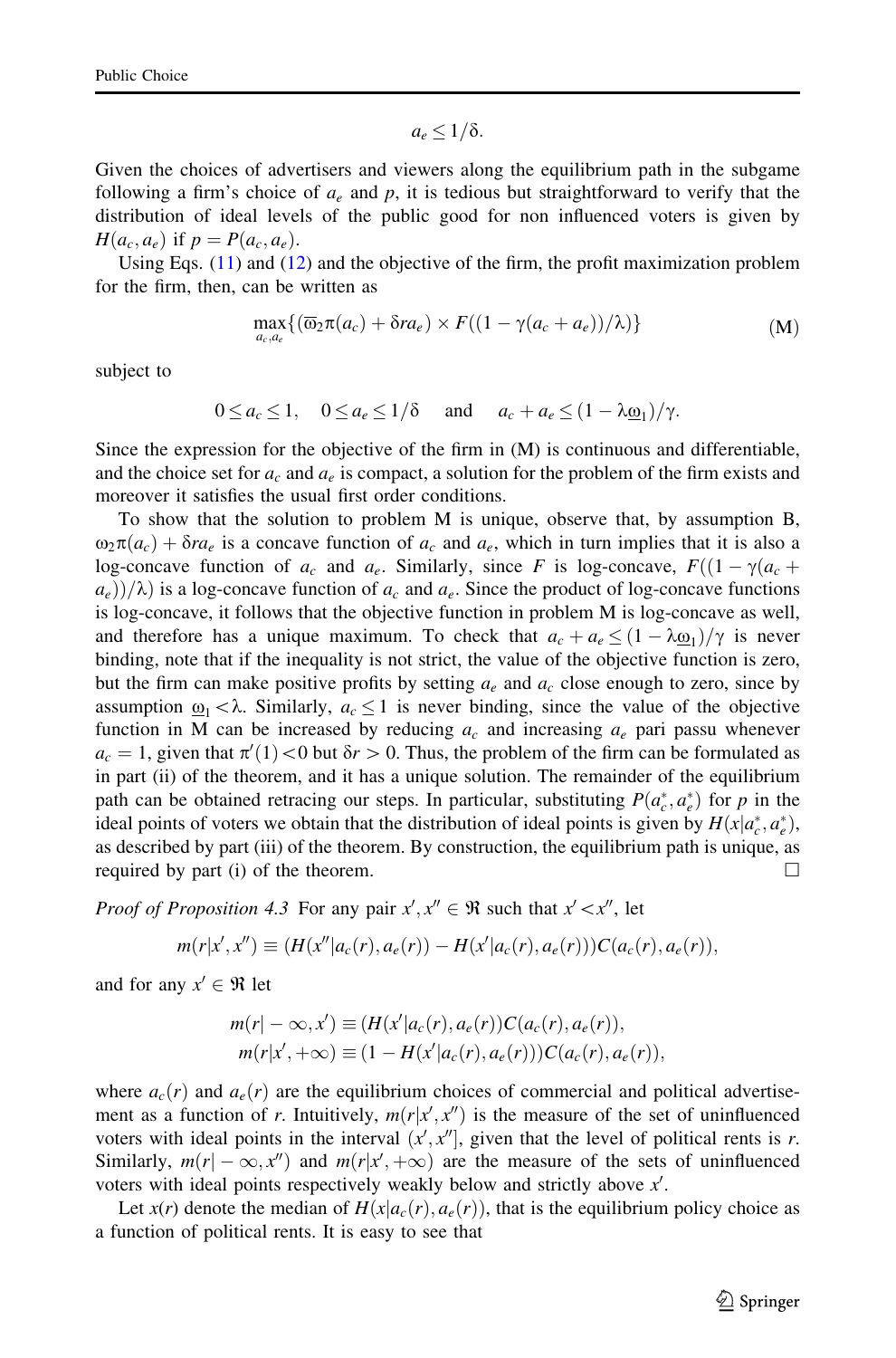$$a_e \leq 1/\delta.$$

Given the choices of advertisers and viewers along the equilibrium path in the subgame following a firm's choice of $a_e$ and $p$, it is tedious but straightforward to verify that the distribution of ideal levels of the public good for non influenced voters is given by $H(a_c, a_e)$ if $p = P(a_c, a_e)$.

Using Eqs. (11) and (12) and the objective of the firm, the profit maximization problem for the firm, then, can be written as

$$\max_{a_c, a_e}\{(\overline{\omega}_2\pi(a_c) + \delta r a_e) \times F((1 - \gamma(a_c + a_e))/\lambda)\} \tag{M}$$

subject to

$$0 \leq a_c \leq 1, \quad 0 \leq a_e \leq 1/\delta \quad \text{and} \quad a_c + a_e \leq (1 - \lambda\underline{\omega}_1)/\gamma.$$

Since the expression for the objective of the firm in (M) is continuous and differentiable, and the choice set for $a_c$ and $a_e$ is compact, a solution for the problem of the firm exists and moreover it satisfies the usual first order conditions.

To show that the solution to problem M is unique, observe that, by assumption B, $\omega_2\pi(a_c) + \delta r a_e$ is a concave function of $a_c$ and $a_e$, which in turn implies that it is also a log-concave function of $a_c$ and $a_e$. Similarly, since $F$ is log-concave, $F((1 - \gamma(a_c + a_e))/\lambda)$ is a log-concave function of $a_c$ and $a_e$. Since the product of log-concave functions is log-concave, it follows that the objective function in problem M is log-concave as well, and therefore has a unique maximum. To check that $a_c + a_e \leq (1 - \lambda\underline{\omega}_1)/\gamma$ is never binding, note that if the inequality is not strict, the value of the objective function is zero, but the firm can make positive profits by setting $a_e$ and $a_c$ close enough to zero, since by assumption $\underline{\omega}_1 < \lambda$. Similarly, $a_c \leq 1$ is never binding, since the value of the objective function in M can be increased by reducing $a_c$ and increasing $a_e$ pari passu whenever $a_c = 1$, given that $\pi'(1) < 0$ but $\delta r > 0$. Thus, the problem of the firm can be formulated as in part (ii) of the theorem, and it has a unique solution. The remainder of the equilibrium path can be obtained retracing our steps. In particular, substituting $P(a_c^*, a_e^*)$ for $p$ in the ideal points of voters we obtain that the distribution of ideal points is given by $H(x|a_c^*, a_e^*)$, as described by part (iii) of the theorem. By construction, the equilibrium path is unique, as required by part (i) of the theorem. □

*Proof of Proposition 4.3* For any pair $x', x'' \in \Re$ such that $x' < x''$, let

$$m(r|x', x'') \equiv (H(x''|a_c(r), a_e(r)) - H(x'|a_c(r), a_e(r)))C(a_c(r), a_e(r)),$$

and for any $x' \in \Re$ let

$$m(r| - \infty, x') \equiv (H(x'|a_c(r), a_e(r))C(a_c(r), a_e(r)),$$
$$m(r|x', +\infty) \equiv (1 - H(x'|a_c(r), a_e(r)))C(a_c(r), a_e(r)),$$

where $a_c(r)$ and $a_e(r)$ are the equilibrium choices of commercial and political advertisement as a function of $r$. Intuitively, $m(r|x', x'')$ is the measure of the set of uninfluenced voters with ideal points in the interval $(x', x'']$, given that the level of political rents is $r$. Similarly, $m(r| - \infty, x'')$ and $m(r|x', +\infty)$ are the measure of the sets of uninfluenced voters with ideal points respectively weakly below and strictly above $x'$.

Let $x(r)$ denote the median of $H(x|a_c(r), a_e(r))$, that is the equilibrium policy choice as a function of political rents. It is easy to see that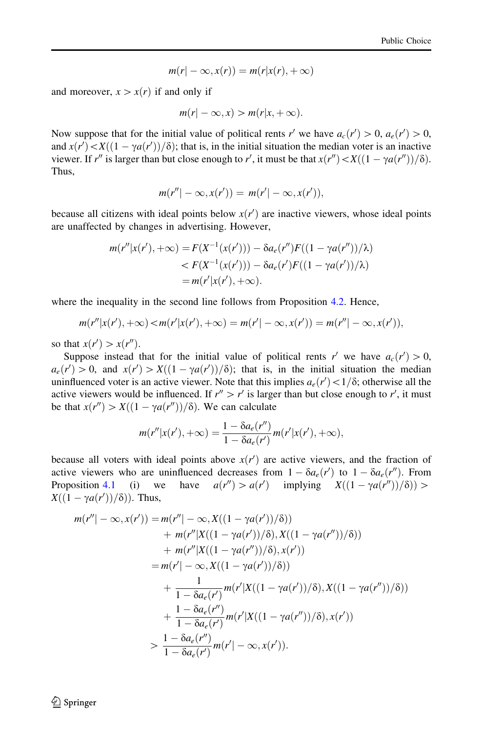$$m(r|-\infty, x(r)) = m(r|x(r), +\infty)$$

and moreover, $x > x(r)$ if and only if

$$m(r|-\infty, x) > m(r|x, +\infty).$$

Now suppose that for the initial value of political rents $r'$ we have $a_c(r') > 0$, $a_e(r') > 0$, and $x(r') < X((1 - \gamma a(r'))/\delta)$; that is, in the initial situation the median voter is an inactive viewer. If $r''$ is larger than but close enough to $r'$, it must be that $x(r'') < X((1 - \gamma a(r''))/\delta)$. Thus,

$$m(r''|-\infty, x(r')) = m(r'|-\infty, x(r')),$$

because all citizens with ideal points below $x(r')$ are inactive viewers, whose ideal points are unaffected by changes in advertising. However,

$$\begin{aligned} m(r''|x(r'), +\infty) &= F(X^{-1}(x(r'))) - \delta a_e(r'')F((1 - \gamma a(r''))/\lambda) \\ &< F(X^{-1}(x(r'))) - \delta a_e(r')F((1 - \gamma a(r'))/\lambda) \\ &= m(r'|x(r'), +\infty). \end{aligned}$$

where the inequality in the second line follows from Proposition 4.2. Hence,

$$m(r''|x(r'), +\infty) < m(r'|x(r'), +\infty) = m(r'|-\infty, x(r')) = m(r''|-\infty, x(r')),$$

so that $x(r') > x(r'')$.

Suppose instead that for the initial value of political rents $r'$ we have $a_c(r') > 0$, $a_e(r') > 0$, and $x(r') > X((1 - \gamma a(r'))/\delta)$; that is, in the initial situation the median uninfluenced voter is an active viewer. Note that this implies $a_e(r') < 1/\delta$; otherwise all the active viewers would be influenced. If $r'' > r'$ is larger than but close enough to $r'$, it must be that $x(r'') > X((1 - \gamma a(r''))/\delta)$. We can calculate

$$m(r''|x(r'), +\infty) = \frac{1 - \delta a_e(r'')}{1 - \delta a_e(r')} m(r'|x(r'), +\infty),$$

because all voters with ideal points above $x(r')$ are active viewers, and the fraction of active viewers who are uninfluenced decreases from $1 - \delta a_e(r')$ to $1 - \delta a_e(r'')$. From Proposition 4.1 (i) we have $a(r'') > a(r')$ implying $X((1 - \gamma a(r''))/\delta)) > X((1 - \gamma a(r'))/\delta))$. Thus,

$$\begin{aligned} m(r''|-\infty, x(r')) &= m(r''|-\infty, X((1 - \gamma a(r'))/\delta)) \\ &\quad + m(r''|X((1 - \gamma a(r'))/\delta), X((1 - \gamma a(r''))/\delta)) \\ &\quad + m(r''|X((1 - \gamma a(r''))/\delta), x(r')) \\ &= m(r'|-\infty, X((1 - \gamma a(r'))/\delta)) \\ &\quad + \frac{1}{1 - \delta a_e(r')} m(r'|X((1 - \gamma a(r'))/\delta), X((1 - \gamma a(r''))/\delta)) \\ &\quad + \frac{1 - \delta a_e(r'')}{1 - \delta a_e(r')} m(r'|X((1 - \gamma a(r''))/\delta), x(r')) \\ &> \frac{1 - \delta a_e(r'')}{1 - \delta a_e(r')} m(r'|-\infty, x(r')). \end{aligned}$$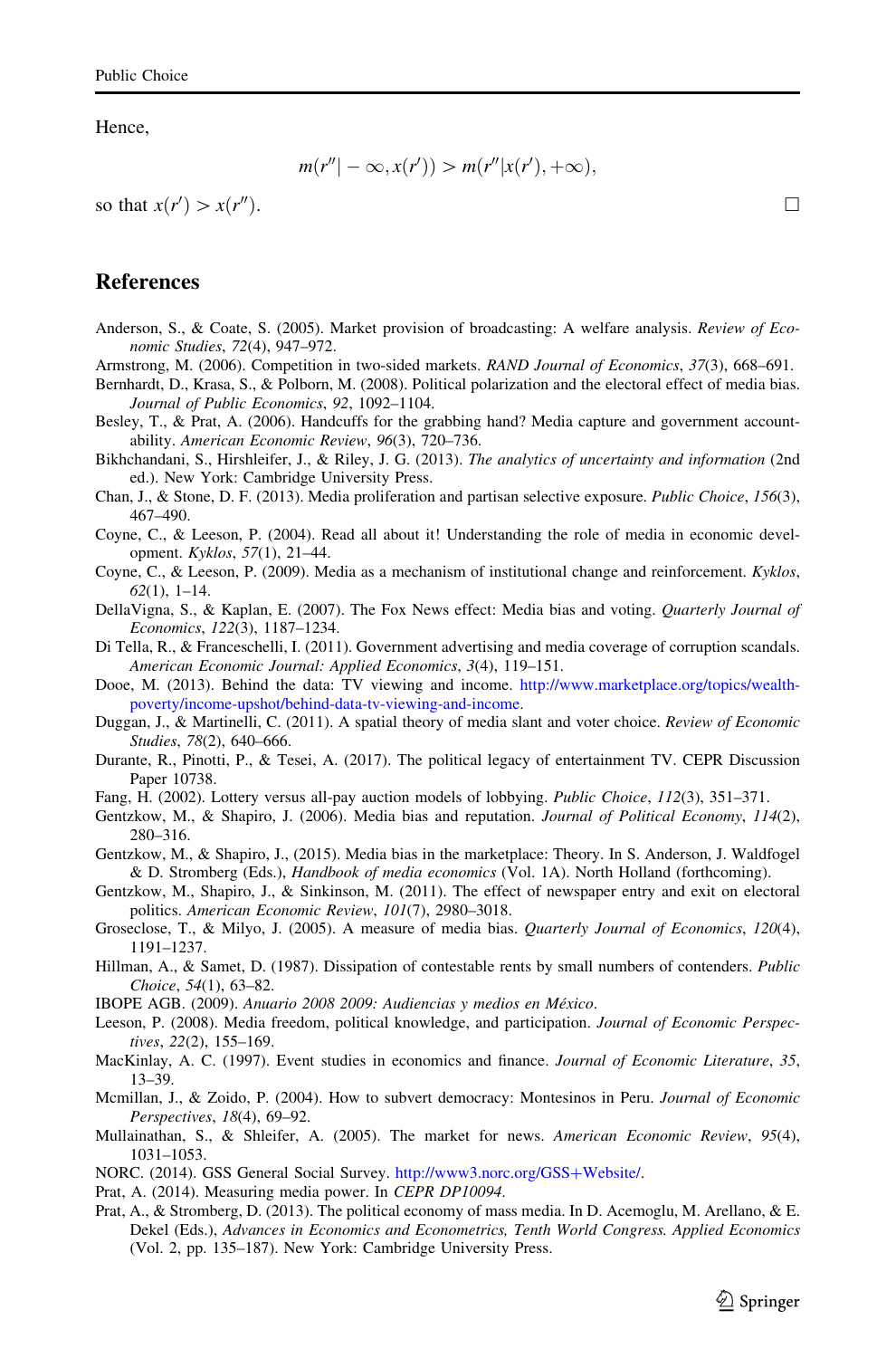Hence,

$$m(r''| -\infty, x(r')) > m(r''|x(r'), +\infty),$$

so that $x(r') > x(r'')$. □

## References

Anderson, S., & Coate, S. (2005). Market provision of broadcasting: A welfare analysis. *Review of Economic Studies*, *72*(4), 947–972.

Armstrong, M. (2006). Competition in two-sided markets. *RAND Journal of Economics*, *37*(3), 668–691.

Bernhardt, D., Krasa, S., & Polborn, M. (2008). Political polarization and the electoral effect of media bias. *Journal of Public Economics*, *92*, 1092–1104.

Besley, T., & Prat, A. (2006). Handcuffs for the grabbing hand? Media capture and government accountability. *American Economic Review*, *96*(3), 720–736.

Bikhchandani, S., Hirshleifer, J., & Riley, J. G. (2013). *The analytics of uncertainty and information* (2nd ed.). New York: Cambridge University Press.

Chan, J., & Stone, D. F. (2013). Media proliferation and partisan selective exposure. *Public Choice*, *156*(3), 467–490.

Coyne, C., & Leeson, P. (2004). Read all about it! Understanding the role of media in economic development. *Kyklos*, *57*(1), 21–44.

Coyne, C., & Leeson, P. (2009). Media as a mechanism of institutional change and reinforcement. *Kyklos*, *62*(1), 1–14.

DellaVigna, S., & Kaplan, E. (2007). The Fox News effect: Media bias and voting. *Quarterly Journal of Economics*, *122*(3), 1187–1234.

Di Tella, R., & Franceschelli, I. (2011). Government advertising and media coverage of corruption scandals. *American Economic Journal: Applied Economics*, *3*(4), 119–151.

Dooe, M. (2013). Behind the data: TV viewing and income. http://www.marketplace.org/topics/wealth-poverty/income-upshot/behind-data-tv-viewing-and-income.

Duggan, J., & Martinelli, C. (2011). A spatial theory of media slant and voter choice. *Review of Economic Studies*, *78*(2), 640–666.

Durante, R., Pinotti, P., & Tesei, A. (2017). The political legacy of entertainment TV. CEPR Discussion Paper 10738.

Fang, H. (2002). Lottery versus all-pay auction models of lobbying. *Public Choice*, *112*(3), 351–371.

Gentzkow, M., & Shapiro, J. (2006). Media bias and reputation. *Journal of Political Economy*, *114*(2), 280–316.

Gentzkow, M., & Shapiro, J., (2015). Media bias in the marketplace: Theory. In S. Anderson, J. Waldfogel & D. Stromberg (Eds.), *Handbook of media economics* (Vol. 1A). North Holland (forthcoming).

Gentzkow, M., Shapiro, J., & Sinkinson, M. (2011). The effect of newspaper entry and exit on electoral politics. *American Economic Review*, *101*(7), 2980–3018.

Groseclose, T., & Milyo, J. (2005). A measure of media bias. *Quarterly Journal of Economics*, *120*(4), 1191–1237.

Hillman, A., & Samet, D. (1987). Dissipation of contestable rents by small numbers of contenders. *Public Choice*, *54*(1), 63–82.

IBOPE AGB. (2009). *Anuario 2008 2009: Audiencias y medios en México*.

Leeson, P. (2008). Media freedom, political knowledge, and participation. *Journal of Economic Perspectives*, *22*(2), 155–169.

MacKinlay, A. C. (1997). Event studies in economics and finance. *Journal of Economic Literature*, *35*, 13–39.

Mcmillan, J., & Zoido, P. (2004). How to subvert democracy: Montesinos in Peru. *Journal of Economic Perspectives*, *18*(4), 69–92.

Mullainathan, S., & Shleifer, A. (2005). The market for news. *American Economic Review*, *95*(4), 1031–1053.

NORC. (2014). GSS General Social Survey. http://www3.norc.org/GSS+Website/.

Prat, A. (2014). Measuring media power. In *CEPR DP10094*.

Prat, A., & Stromberg, D. (2013). The political economy of mass media. In D. Acemoglu, M. Arellano, & E. Dekel (Eds.), *Advances in Economics and Econometrics, Tenth World Congress. Applied Economics* (Vol. 2, pp. 135–187). New York: Cambridge University Press.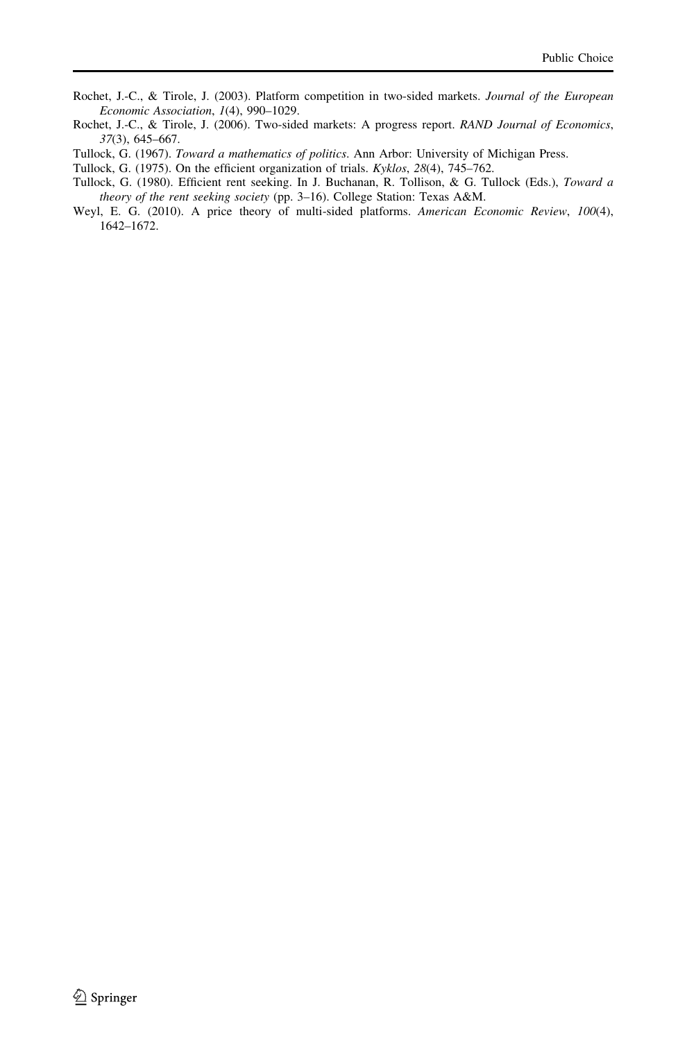Rochet, J.-C., & Tirole, J. (2003). Platform competition in two-sided markets. *Journal of the European Economic Association*, *1*(4), 990–1029.

Rochet, J.-C., & Tirole, J. (2006). Two-sided markets: A progress report. *RAND Journal of Economics*, *37*(3), 645–667.

Tullock, G. (1967). *Toward a mathematics of politics*. Ann Arbor: University of Michigan Press.

Tullock, G. (1975). On the efficient organization of trials. *Kyklos*, *28*(4), 745–762.

Tullock, G. (1980). Efficient rent seeking. In J. Buchanan, R. Tollison, & G. Tullock (Eds.), *Toward a theory of the rent seeking society* (pp. 3–16). College Station: Texas A&M.

Weyl, E. G. (2010). A price theory of multi-sided platforms. *American Economic Review*, *100*(4), 1642–1672.